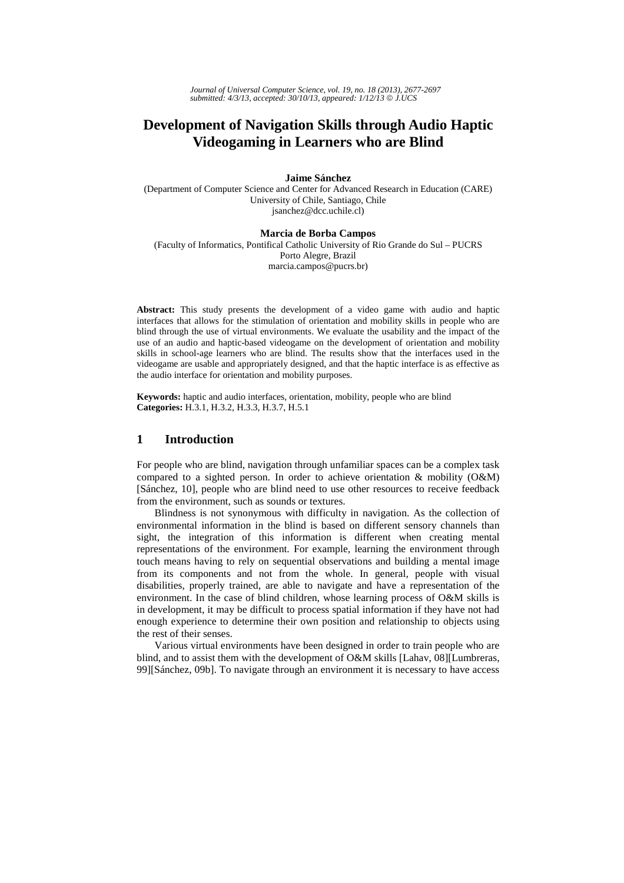# Development of Navigation Skills through Audio Haptic Videogaming in Learners who are Blind

**Jaime Sánchez**
(Department of Computer Science and Center for Advanced Research in Education (CARE)
University of Chile, Santiago, Chile
jsanchez@dcc.uchile.cl)

**Marcia de Borba Campos**
(Faculty of Informatics, Pontifical Catholic University of Rio Grande do Sul – PUCRS
Porto Alegre, Brazil
marcia.campos@pucrs.br)

**Abstract:** This study presents the development of a video game with audio and haptic interfaces that allows for the stimulation of orientation and mobility skills in people who are blind through the use of virtual environments. We evaluate the usability and the impact of the use of an audio and haptic-based videogame on the development of orientation and mobility skills in school-age learners who are blind. The results show that the interfaces used in the videogame are usable and appropriately designed, and that the haptic interface is as effective as the audio interface for orientation and mobility purposes.

**Keywords:** haptic and audio interfaces, orientation, mobility, people who are blind
**Categories:** H.3.1, H.3.2, H.3.3, H.3.7, H.5.1

## 1 Introduction

For people who are blind, navigation through unfamiliar spaces can be a complex task compared to a sighted person. In order to achieve orientation & mobility (O&M) [Sánchez, 10], people who are blind need to use other resources to receive feedback from the environment, such as sounds or textures.

Blindness is not synonymous with difficulty in navigation. As the collection of environmental information in the blind is based on different sensory channels than sight, the integration of this information is different when creating mental representations of the environment. For example, learning the environment through touch means having to rely on sequential observations and building a mental image from its components and not from the whole. In general, people with visual disabilities, properly trained, are able to navigate and have a representation of the environment. In the case of blind children, whose learning process of O&M skills is in development, it may be difficult to process spatial information if they have not had enough experience to determine their own position and relationship to objects using the rest of their senses.

Various virtual environments have been designed in order to train people who are blind, and to assist them with the development of O&M skills [Lahav, 08][Lumbreras, 99][Sánchez, 09b]. To navigate through an environment it is necessary to have access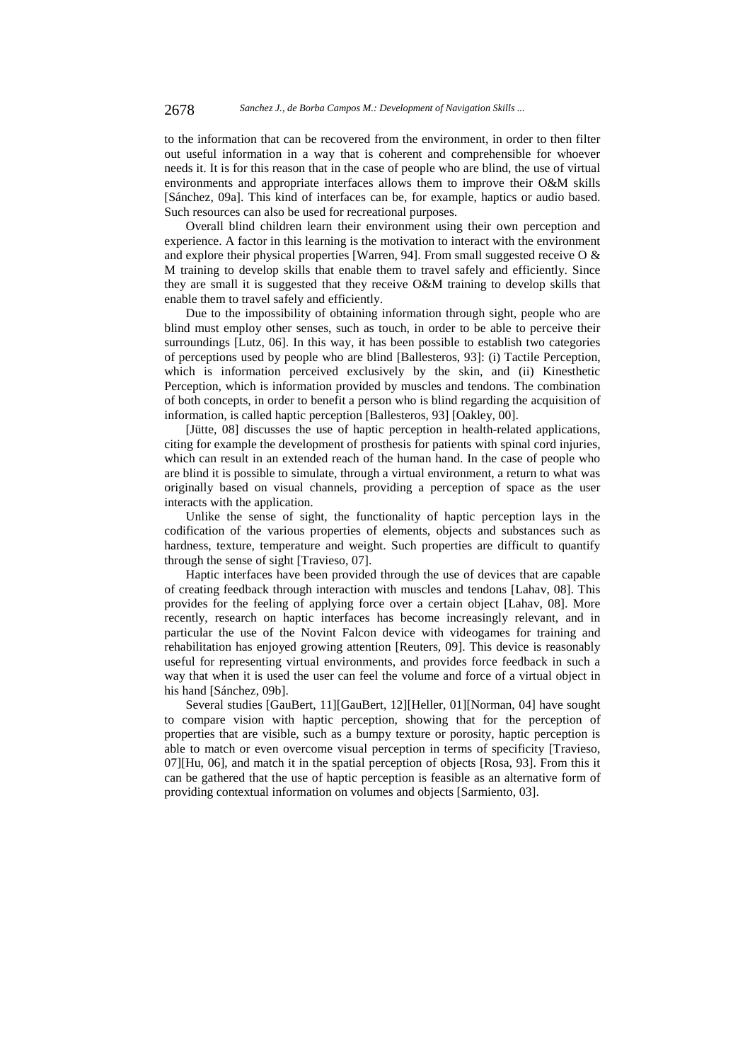to the information that can be recovered from the environment, in order to then filter out useful information in a way that is coherent and comprehensible for whoever needs it. It is for this reason that in the case of people who are blind, the use of virtual environments and appropriate interfaces allows them to improve their O&M skills [Sánchez, 09a]. This kind of interfaces can be, for example, haptics or audio based. Such resources can also be used for recreational purposes.

Overall blind children learn their environment using their own perception and experience. A factor in this learning is the motivation to interact with the environment and explore their physical properties [Warren, 94]. From small suggested receive O & M training to develop skills that enable them to travel safely and efficiently. Since they are small it is suggested that they receive O&M training to develop skills that enable them to travel safely and efficiently.

Due to the impossibility of obtaining information through sight, people who are blind must employ other senses, such as touch, in order to be able to perceive their surroundings [Lutz, 06]. In this way, it has been possible to establish two categories of perceptions used by people who are blind [Ballesteros, 93]: (i) Tactile Perception, which is information perceived exclusively by the skin, and (ii) Kinesthetic Perception, which is information provided by muscles and tendons. The combination of both concepts, in order to benefit a person who is blind regarding the acquisition of information, is called haptic perception [Ballesteros, 93] [Oakley, 00].

[Jütte, 08] discusses the use of haptic perception in health-related applications, citing for example the development of prosthesis for patients with spinal cord injuries, which can result in an extended reach of the human hand. In the case of people who are blind it is possible to simulate, through a virtual environment, a return to what was originally based on visual channels, providing a perception of space as the user interacts with the application.

Unlike the sense of sight, the functionality of haptic perception lays in the codification of the various properties of elements, objects and substances such as hardness, texture, temperature and weight. Such properties are difficult to quantify through the sense of sight [Travieso, 07].

Haptic interfaces have been provided through the use of devices that are capable of creating feedback through interaction with muscles and tendons [Lahav, 08]. This provides for the feeling of applying force over a certain object [Lahav, 08]. More recently, research on haptic interfaces has become increasingly relevant, and in particular the use of the Novint Falcon device with videogames for training and rehabilitation has enjoyed growing attention [Reuters, 09]. This device is reasonably useful for representing virtual environments, and provides force feedback in such a way that when it is used the user can feel the volume and force of a virtual object in his hand [Sánchez, 09b].

Several studies [GauBert, 11][GauBert, 12][Heller, 01][Norman, 04] have sought to compare vision with haptic perception, showing that for the perception of properties that are visible, such as a bumpy texture or porosity, haptic perception is able to match or even overcome visual perception in terms of specificity [Travieso, 07][Hu, 06], and match it in the spatial perception of objects [Rosa, 93]. From this it can be gathered that the use of haptic perception is feasible as an alternative form of providing contextual information on volumes and objects [Sarmiento, 03].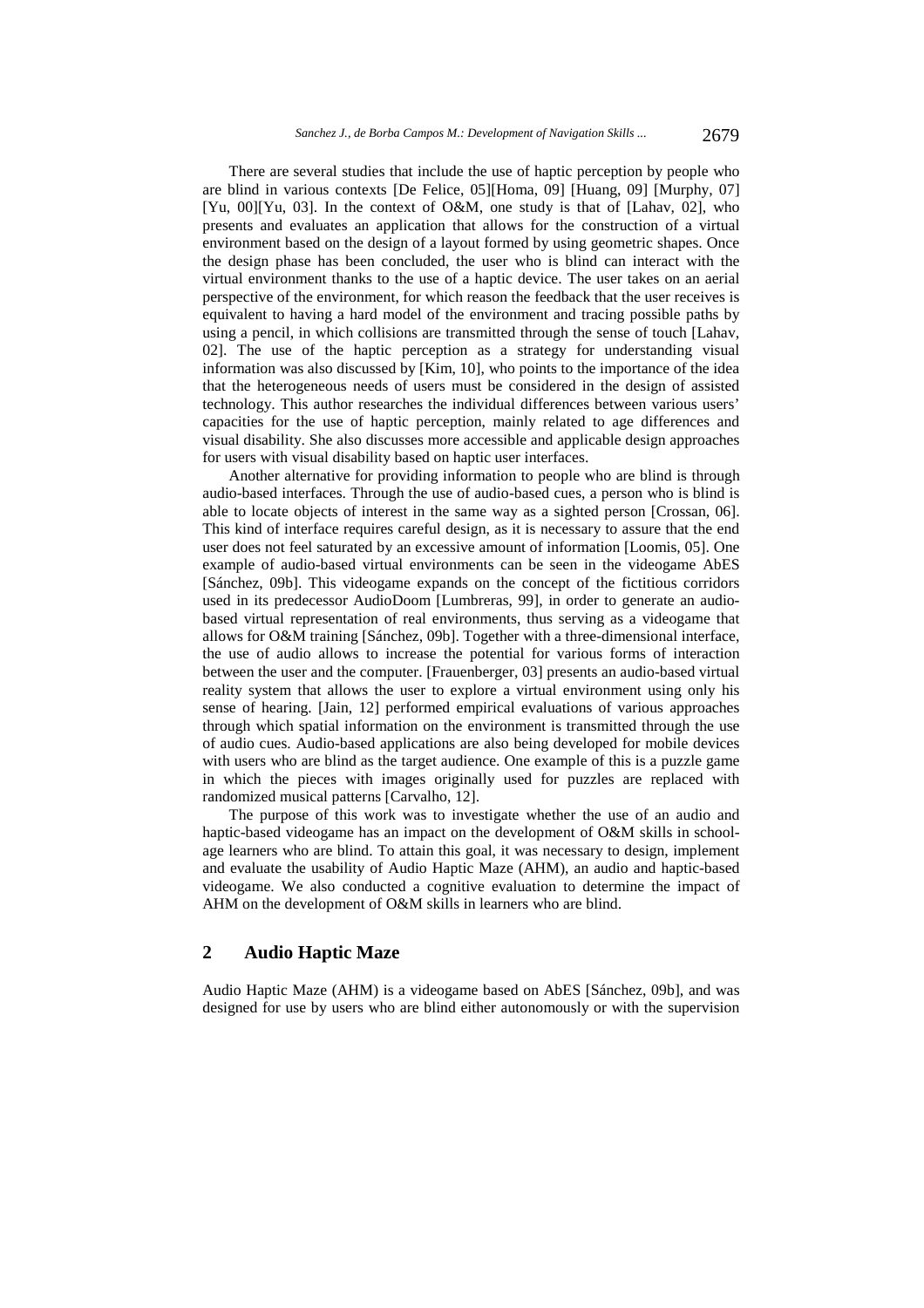There are several studies that include the use of haptic perception by people who are blind in various contexts [De Felice, 05][Homa, 09] [Huang, 09] [Murphy, 07] [Yu, 00][Yu, 03]. In the context of O&M, one study is that of [Lahav, 02], who presents and evaluates an application that allows for the construction of a virtual environment based on the design of a layout formed by using geometric shapes. Once the design phase has been concluded, the user who is blind can interact with the virtual environment thanks to the use of a haptic device. The user takes on an aerial perspective of the environment, for which reason the feedback that the user receives is equivalent to having a hard model of the environment and tracing possible paths by using a pencil, in which collisions are transmitted through the sense of touch [Lahav, 02]. The use of the haptic perception as a strategy for understanding visual information was also discussed by [Kim, 10], who points to the importance of the idea that the heterogeneous needs of users must be considered in the design of assisted technology. This author researches the individual differences between various users' capacities for the use of haptic perception, mainly related to age differences and visual disability. She also discusses more accessible and applicable design approaches for users with visual disability based on haptic user interfaces.

Another alternative for providing information to people who are blind is through audio-based interfaces. Through the use of audio-based cues, a person who is blind is able to locate objects of interest in the same way as a sighted person [Crossan, 06]. This kind of interface requires careful design, as it is necessary to assure that the end user does not feel saturated by an excessive amount of information [Loomis, 05]. One example of audio-based virtual environments can be seen in the videogame AbES [Sánchez, 09b]. This videogame expands on the concept of the fictitious corridors used in its predecessor AudioDoom [Lumbreras, 99], in order to generate an audio-based virtual representation of real environments, thus serving as a videogame that allows for O&M training [Sánchez, 09b]. Together with a three-dimensional interface, the use of audio allows to increase the potential for various forms of interaction between the user and the computer. [Frauenberger, 03] presents an audio-based virtual reality system that allows the user to explore a virtual environment using only his sense of hearing. [Jain, 12] performed empirical evaluations of various approaches through which spatial information on the environment is transmitted through the use of audio cues. Audio-based applications are also being developed for mobile devices with users who are blind as the target audience. One example of this is a puzzle game in which the pieces with images originally used for puzzles are replaced with randomized musical patterns [Carvalho, 12].

The purpose of this work was to investigate whether the use of an audio and haptic-based videogame has an impact on the development of O&M skills in school-age learners who are blind. To attain this goal, it was necessary to design, implement and evaluate the usability of Audio Haptic Maze (AHM), an audio and haptic-based videogame. We also conducted a cognitive evaluation to determine the impact of AHM on the development of O&M skills in learners who are blind.

## 2 Audio Haptic Maze

Audio Haptic Maze (AHM) is a videogame based on AbES [Sánchez, 09b], and was designed for use by users who are blind either autonomously or with the supervision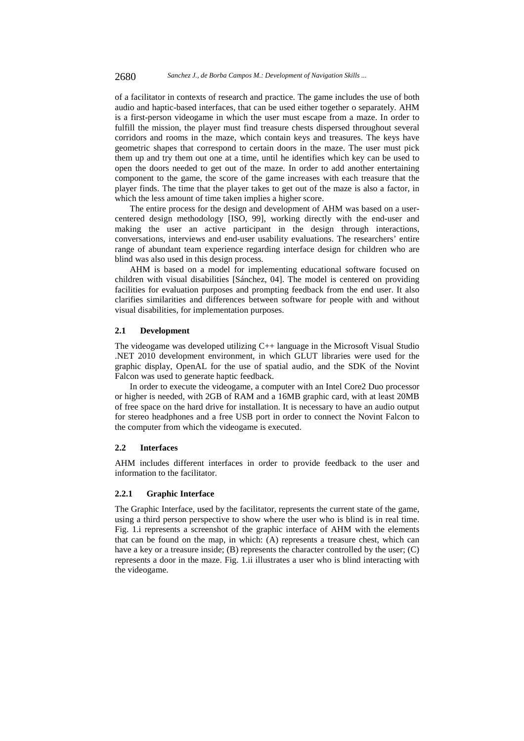of a facilitator in contexts of research and practice. The game includes the use of both audio and haptic-based interfaces, that can be used either together o separately. AHM is a first-person videogame in which the user must escape from a maze. In order to fulfill the mission, the player must find treasure chests dispersed throughout several corridors and rooms in the maze, which contain keys and treasures. The keys have geometric shapes that correspond to certain doors in the maze. The user must pick them up and try them out one at a time, until he identifies which key can be used to open the doors needed to get out of the maze. In order to add another entertaining component to the game, the score of the game increases with each treasure that the player finds. The time that the player takes to get out of the maze is also a factor, in which the less amount of time taken implies a higher score.

The entire process for the design and development of AHM was based on a user-centered design methodology [ISO, 99], working directly with the end-user and making the user an active participant in the design through interactions, conversations, interviews and end-user usability evaluations. The researchers' entire range of abundant team experience regarding interface design for children who are blind was also used in this design process.

AHM is based on a model for implementing educational software focused on children with visual disabilities [Sánchez, 04]. The model is centered on providing facilities for evaluation purposes and prompting feedback from the end user. It also clarifies similarities and differences between software for people with and without visual disabilities, for implementation purposes.

### 2.1 Development

The videogame was developed utilizing C++ language in the Microsoft Visual Studio .NET 2010 development environment, in which GLUT libraries were used for the graphic display, OpenAL for the use of spatial audio, and the SDK of the Novint Falcon was used to generate haptic feedback.

In order to execute the videogame, a computer with an Intel Core2 Duo processor or higher is needed, with 2GB of RAM and a 16MB graphic card, with at least 20MB of free space on the hard drive for installation. It is necessary to have an audio output for stereo headphones and a free USB port in order to connect the Novint Falcon to the computer from which the videogame is executed.

### 2.2 Interfaces

AHM includes different interfaces in order to provide feedback to the user and information to the facilitator.

#### 2.2.1 Graphic Interface

The Graphic Interface, used by the facilitator, represents the current state of the game, using a third person perspective to show where the user who is blind is in real time. Fig. 1.i represents a screenshot of the graphic interface of AHM with the elements that can be found on the map, in which: (A) represents a treasure chest, which can have a key or a treasure inside; (B) represents the character controlled by the user; (C) represents a door in the maze. Fig. 1.ii illustrates a user who is blind interacting with the videogame.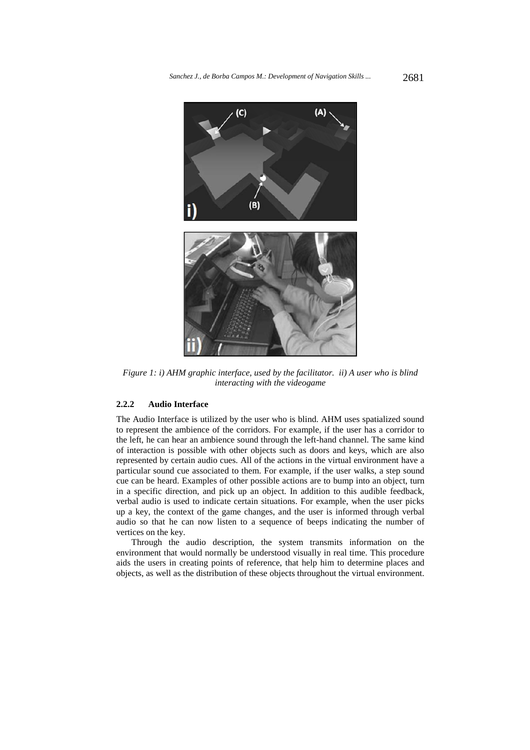*Figure 1: i) AHM graphic interface, used by the facilitator. ii) A user who is blind interacting with the videogame*

#### 2.2.2 Audio Interface

The Audio Interface is utilized by the user who is blind. AHM uses spatialized sound to represent the ambience of the corridors. For example, if the user has a corridor to the left, he can hear an ambience sound through the left-hand channel. The same kind of interaction is possible with other objects such as doors and keys, which are also represented by certain audio cues. All of the actions in the virtual environment have a particular sound cue associated to them. For example, if the user walks, a step sound cue can be heard. Examples of other possible actions are to bump into an object, turn in a specific direction, and pick up an object. In addition to this audible feedback, verbal audio is used to indicate certain situations. For example, when the user picks up a key, the context of the game changes, and the user is informed through verbal audio so that he can now listen to a sequence of beeps indicating the number of vertices on the key.

Through the audio description, the system transmits information on the environment that would normally be understood visually in real time. This procedure aids the users in creating points of reference, that help him to determine places and objects, as well as the distribution of these objects throughout the virtual environment.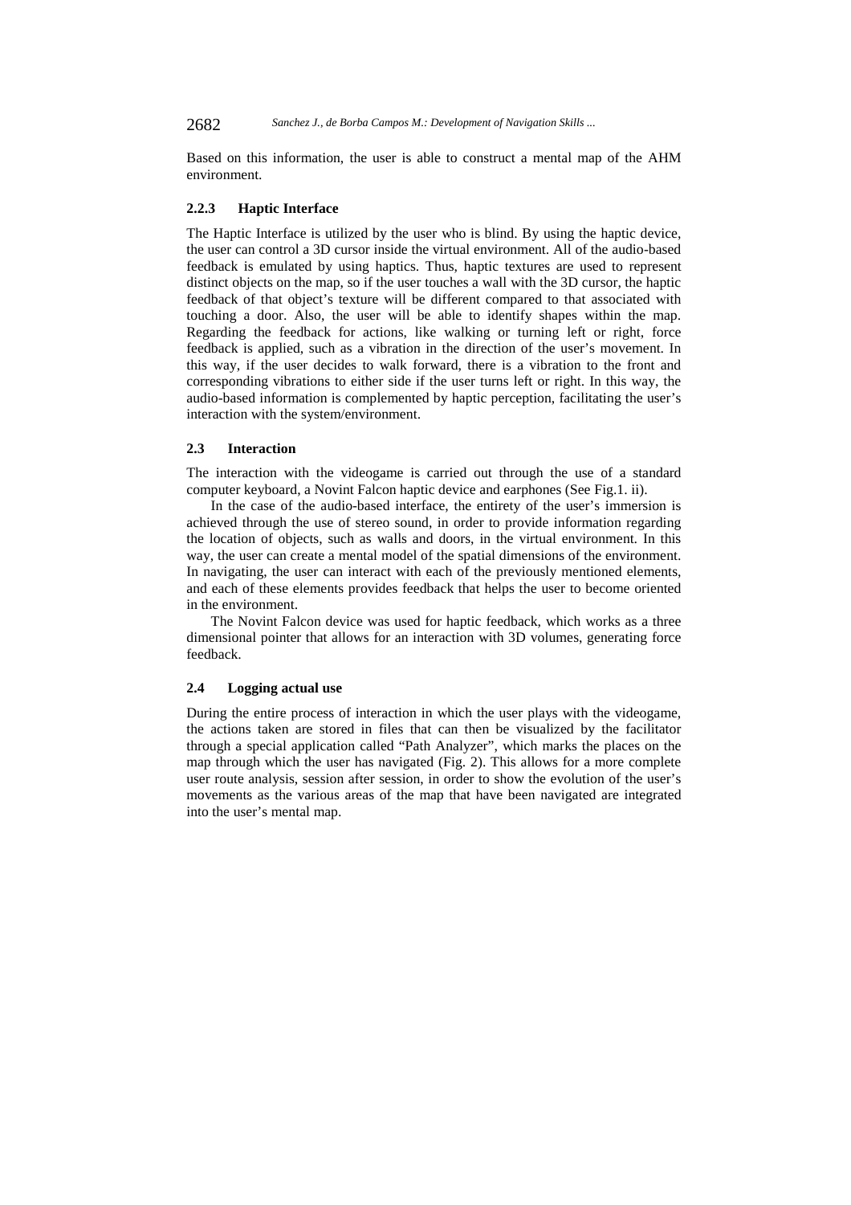Based on this information, the user is able to construct a mental map of the AHM environment.

#### 2.2.3 Haptic Interface

The Haptic Interface is utilized by the user who is blind. By using the haptic device, the user can control a 3D cursor inside the virtual environment. All of the audio-based feedback is emulated by using haptics. Thus, haptic textures are used to represent distinct objects on the map, so if the user touches a wall with the 3D cursor, the haptic feedback of that object's texture will be different compared to that associated with touching a door. Also, the user will be able to identify shapes within the map. Regarding the feedback for actions, like walking or turning left or right, force feedback is applied, such as a vibration in the direction of the user's movement. In this way, if the user decides to walk forward, there is a vibration to the front and corresponding vibrations to either side if the user turns left or right. In this way, the audio-based information is complemented by haptic perception, facilitating the user's interaction with the system/environment.

### 2.3 Interaction

The interaction with the videogame is carried out through the use of a standard computer keyboard, a Novint Falcon haptic device and earphones (See Fig.1. ii).

In the case of the audio-based interface, the entirety of the user's immersion is achieved through the use of stereo sound, in order to provide information regarding the location of objects, such as walls and doors, in the virtual environment. In this way, the user can create a mental model of the spatial dimensions of the environment. In navigating, the user can interact with each of the previously mentioned elements, and each of these elements provides feedback that helps the user to become oriented in the environment.

The Novint Falcon device was used for haptic feedback, which works as a three dimensional pointer that allows for an interaction with 3D volumes, generating force feedback.

### 2.4 Logging actual use

During the entire process of interaction in which the user plays with the videogame, the actions taken are stored in files that can then be visualized by the facilitator through a special application called "Path Analyzer", which marks the places on the map through which the user has navigated (Fig. 2). This allows for a more complete user route analysis, session after session, in order to show the evolution of the user's movements as the various areas of the map that have been navigated are integrated into the user's mental map.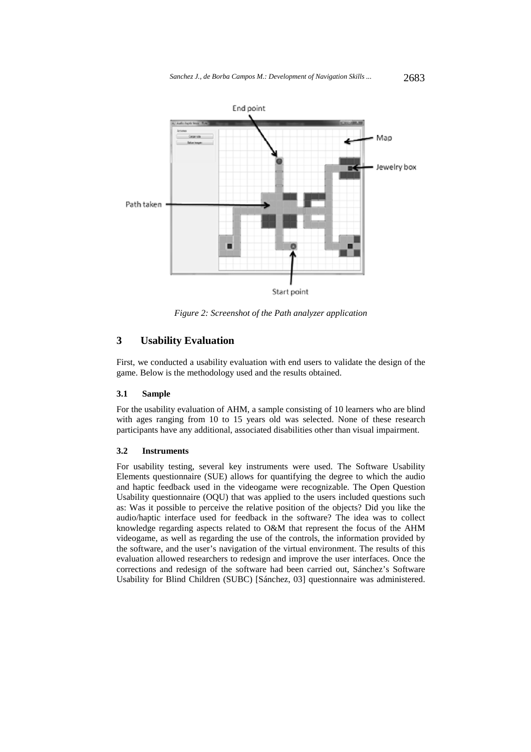Figure 2: Screenshot of the Path analyzer application

## 3 Usability Evaluation

First, we conducted a usability evaluation with end users to validate the design of the game. Below is the methodology used and the results obtained.

### 3.1 Sample

For the usability evaluation of AHM, a sample consisting of 10 learners who are blind with ages ranging from 10 to 15 years old was selected. None of these research participants have any additional, associated disabilities other than visual impairment.

### 3.2 Instruments

For usability testing, several key instruments were used. The Software Usability Elements questionnaire (SUE) allows for quantifying the degree to which the audio and haptic feedback used in the videogame were recognizable. The Open Question Usability questionnaire (OQU) that was applied to the users included questions such as: Was it possible to perceive the relative position of the objects? Did you like the audio/haptic interface used for feedback in the software? The idea was to collect knowledge regarding aspects related to O&M that represent the focus of the AHM videogame, as well as regarding the use of the controls, the information provided by the software, and the user's navigation of the virtual environment. The results of this evaluation allowed researchers to redesign and improve the user interfaces. Once the corrections and redesign of the software had been carried out, Sánchez's Software Usability for Blind Children (SUBC) [Sánchez, 03] questionnaire was administered.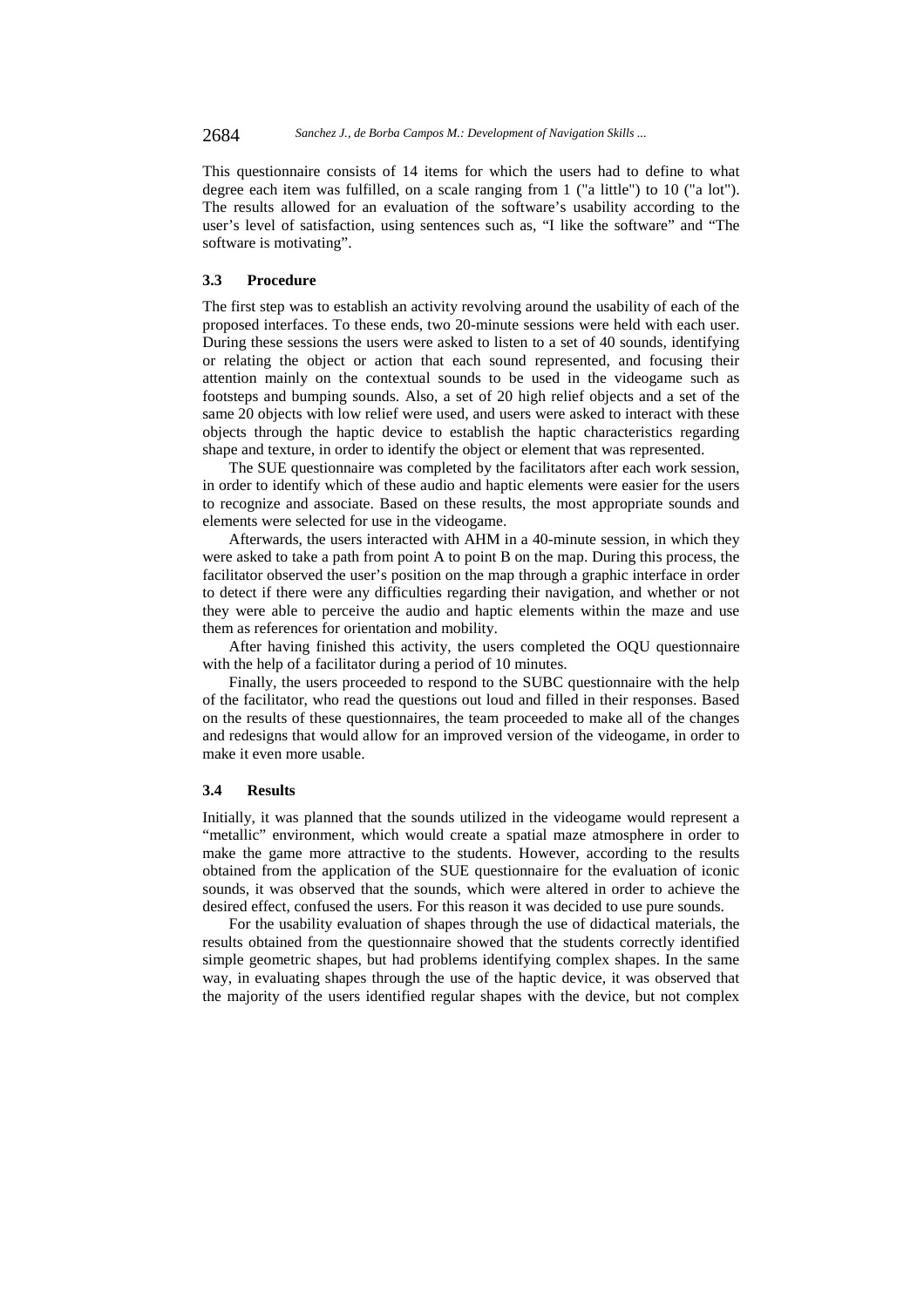This questionnaire consists of 14 items for which the users had to define to what degree each item was fulfilled, on a scale ranging from 1 ("a little") to 10 ("a lot"). The results allowed for an evaluation of the software's usability according to the user's level of satisfaction, using sentences such as, "I like the software" and "The software is motivating".

### 3.3 Procedure

The first step was to establish an activity revolving around the usability of each of the proposed interfaces. To these ends, two 20-minute sessions were held with each user. During these sessions the users were asked to listen to a set of 40 sounds, identifying or relating the object or action that each sound represented, and focusing their attention mainly on the contextual sounds to be used in the videogame such as footsteps and bumping sounds. Also, a set of 20 high relief objects and a set of the same 20 objects with low relief were used, and users were asked to interact with these objects through the haptic device to establish the haptic characteristics regarding shape and texture, in order to identify the object or element that was represented.

The SUE questionnaire was completed by the facilitators after each work session, in order to identify which of these audio and haptic elements were easier for the users to recognize and associate. Based on these results, the most appropriate sounds and elements were selected for use in the videogame.

Afterwards, the users interacted with AHM in a 40-minute session, in which they were asked to take a path from point A to point B on the map. During this process, the facilitator observed the user's position on the map through a graphic interface in order to detect if there were any difficulties regarding their navigation, and whether or not they were able to perceive the audio and haptic elements within the maze and use them as references for orientation and mobility.

After having finished this activity, the users completed the OQU questionnaire with the help of a facilitator during a period of 10 minutes.

Finally, the users proceeded to respond to the SUBC questionnaire with the help of the facilitator, who read the questions out loud and filled in their responses. Based on the results of these questionnaires, the team proceeded to make all of the changes and redesigns that would allow for an improved version of the videogame, in order to make it even more usable.

### 3.4 Results

Initially, it was planned that the sounds utilized in the videogame would represent a "metallic" environment, which would create a spatial maze atmosphere in order to make the game more attractive to the students. However, according to the results obtained from the application of the SUE questionnaire for the evaluation of iconic sounds, it was observed that the sounds, which were altered in order to achieve the desired effect, confused the users. For this reason it was decided to use pure sounds.

For the usability evaluation of shapes through the use of didactical materials, the results obtained from the questionnaire showed that the students correctly identified simple geometric shapes, but had problems identifying complex shapes. In the same way, in evaluating shapes through the use of the haptic device, it was observed that the majority of the users identified regular shapes with the device, but not complex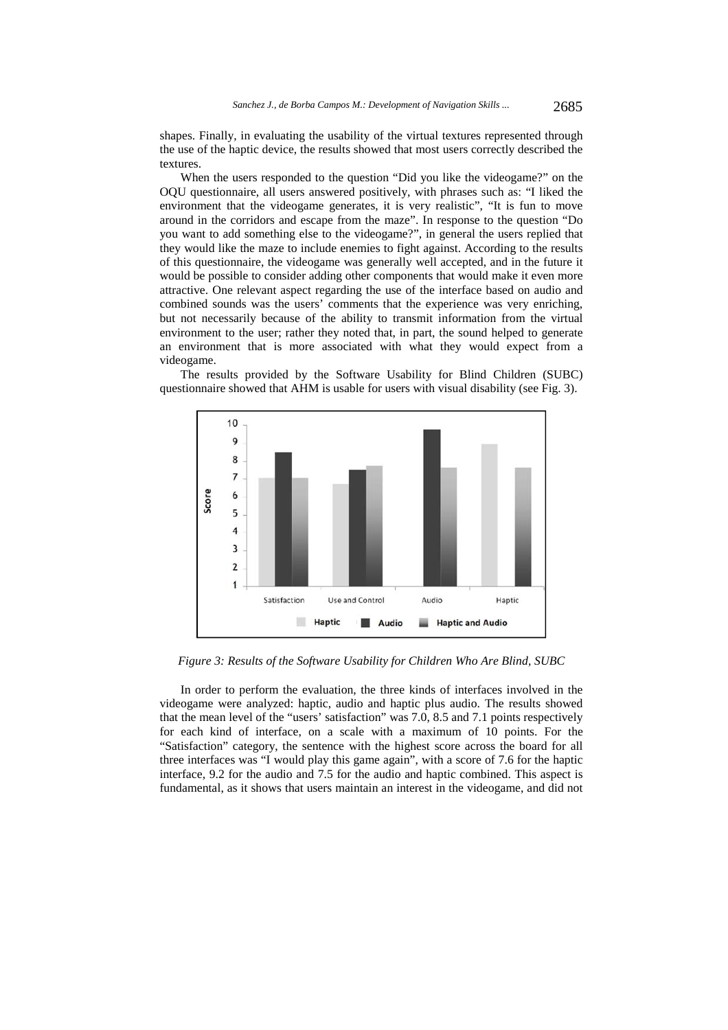shapes. Finally, in evaluating the usability of the virtual textures represented through the use of the haptic device, the results showed that most users correctly described the textures.

When the users responded to the question "Did you like the videogame?" on the OQU questionnaire, all users answered positively, with phrases such as: "I liked the environment that the videogame generates, it is very realistic", "It is fun to move around in the corridors and escape from the maze". In response to the question "Do you want to add something else to the videogame?", in general the users replied that they would like the maze to include enemies to fight against. According to the results of this questionnaire, the videogame was generally well accepted, and in the future it would be possible to consider adding other components that would make it even more attractive. One relevant aspect regarding the use of the interface based on audio and combined sounds was the users' comments that the experience was very enriching, but not necessarily because of the ability to transmit information from the virtual environment to the user; rather they noted that, in part, the sound helped to generate an environment that is more associated with what they would expect from a videogame.

The results provided by the Software Usability for Blind Children (SUBC) questionnaire showed that AHM is usable for users with visual disability (see Fig. 3).

*Figure 3: Results of the Software Usability for Children Who Are Blind, SUBC*

In order to perform the evaluation, the three kinds of interfaces involved in the videogame were analyzed: haptic, audio and haptic plus audio. The results showed that the mean level of the "users' satisfaction" was 7.0, 8.5 and 7.1 points respectively for each kind of interface, on a scale with a maximum of 10 points. For the "Satisfaction" category, the sentence with the highest score across the board for all three interfaces was "I would play this game again", with a score of 7.6 for the haptic interface, 9.2 for the audio and 7.5 for the audio and haptic combined. This aspect is fundamental, as it shows that users maintain an interest in the videogame, and did not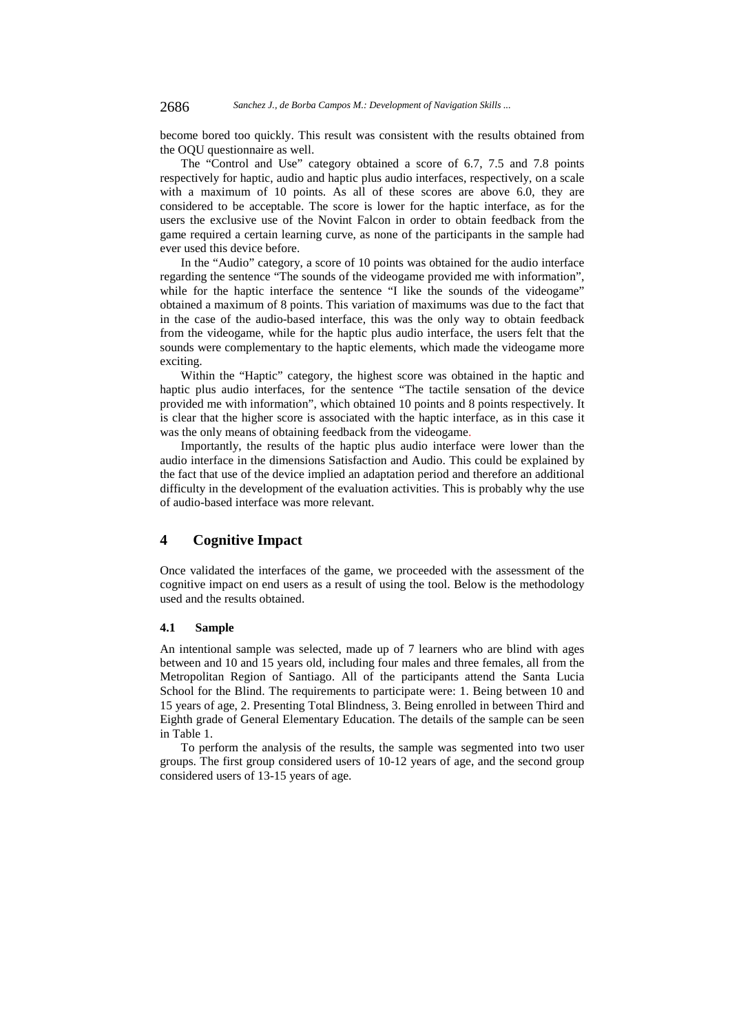become bored too quickly. This result was consistent with the results obtained from the OQU questionnaire as well.

The "Control and Use" category obtained a score of 6.7, 7.5 and 7.8 points respectively for haptic, audio and haptic plus audio interfaces, respectively, on a scale with a maximum of 10 points. As all of these scores are above 6.0, they are considered to be acceptable. The score is lower for the haptic interface, as for the users the exclusive use of the Novint Falcon in order to obtain feedback from the game required a certain learning curve, as none of the participants in the sample had ever used this device before.

In the "Audio" category, a score of 10 points was obtained for the audio interface regarding the sentence "The sounds of the videogame provided me with information", while for the haptic interface the sentence "I like the sounds of the videogame" obtained a maximum of 8 points. This variation of maximums was due to the fact that in the case of the audio-based interface, this was the only way to obtain feedback from the videogame, while for the haptic plus audio interface, the users felt that the sounds were complementary to the haptic elements, which made the videogame more exciting.

Within the "Haptic" category, the highest score was obtained in the haptic and haptic plus audio interfaces, for the sentence "The tactile sensation of the device provided me with information", which obtained 10 points and 8 points respectively. It is clear that the higher score is associated with the haptic interface, as in this case it was the only means of obtaining feedback from the videogame.

Importantly, the results of the haptic plus audio interface were lower than the audio interface in the dimensions Satisfaction and Audio. This could be explained by the fact that use of the device implied an adaptation period and therefore an additional difficulty in the development of the evaluation activities. This is probably why the use of audio-based interface was more relevant.

## 4 Cognitive Impact

Once validated the interfaces of the game, we proceeded with the assessment of the cognitive impact on end users as a result of using the tool. Below is the methodology used and the results obtained.

### 4.1 Sample

An intentional sample was selected, made up of 7 learners who are blind with ages between and 10 and 15 years old, including four males and three females, all from the Metropolitan Region of Santiago. All of the participants attend the Santa Lucia School for the Blind. The requirements to participate were: 1. Being between 10 and 15 years of age, 2. Presenting Total Blindness, 3. Being enrolled in between Third and Eighth grade of General Elementary Education. The details of the sample can be seen in Table 1.

To perform the analysis of the results, the sample was segmented into two user groups. The first group considered users of 10-12 years of age, and the second group considered users of 13-15 years of age.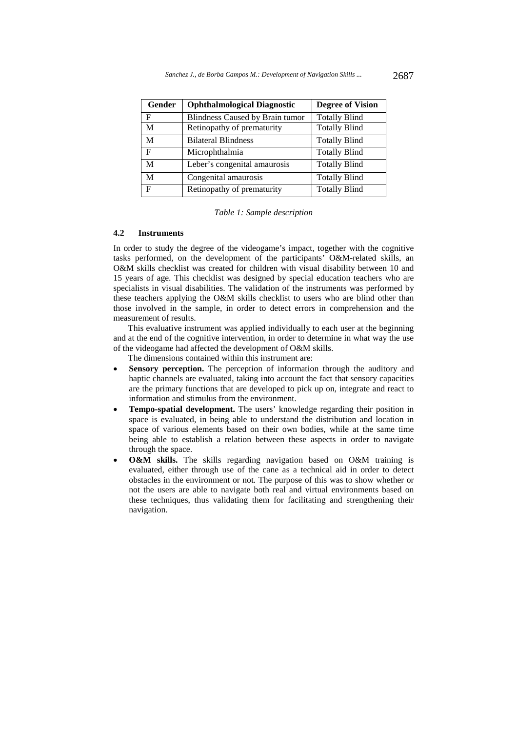| Gender | Ophthalmological Diagnostic | Degree of Vision |
|---|---|---|
| F | Blindness Caused by Brain tumor | Totally Blind |
| M | Retinopathy of prematurity | Totally Blind |
| M | Bilateral Blindness | Totally Blind |
| F | Microphthalmia | Totally Blind |
| M | Leber's congenital amaurosis | Totally Blind |
| M | Congenital amaurosis | Totally Blind |
| F | Retinopathy of prematurity | Totally Blind |

*Table 1: Sample description*

### 4.2 Instruments

In order to study the degree of the videogame's impact, together with the cognitive tasks performed, on the development of the participants' O&M-related skills, an O&M skills checklist was created for children with visual disability between 10 and 15 years of age. This checklist was designed by special education teachers who are specialists in visual disabilities. The validation of the instruments was performed by these teachers applying the O&M skills checklist to users who are blind other than those involved in the sample, in order to detect errors in comprehension and the measurement of results.

This evaluative instrument was applied individually to each user at the beginning and at the end of the cognitive intervention, in order to determine in what way the use of the videogame had affected the development of O&M skills.

The dimensions contained within this instrument are:

- **Sensory perception.** The perception of information through the auditory and haptic channels are evaluated, taking into account the fact that sensory capacities are the primary functions that are developed to pick up on, integrate and react to information and stimulus from the environment.
- **Tempo-spatial development.** The users' knowledge regarding their position in space is evaluated, in being able to understand the distribution and location in space of various elements based on their own bodies, while at the same time being able to establish a relation between these aspects in order to navigate through the space.
- **O&M skills.** The skills regarding navigation based on O&M training is evaluated, either through use of the cane as a technical aid in order to detect obstacles in the environment or not. The purpose of this was to show whether or not the users are able to navigate both real and virtual environments based on these techniques, thus validating them for facilitating and strengthening their navigation.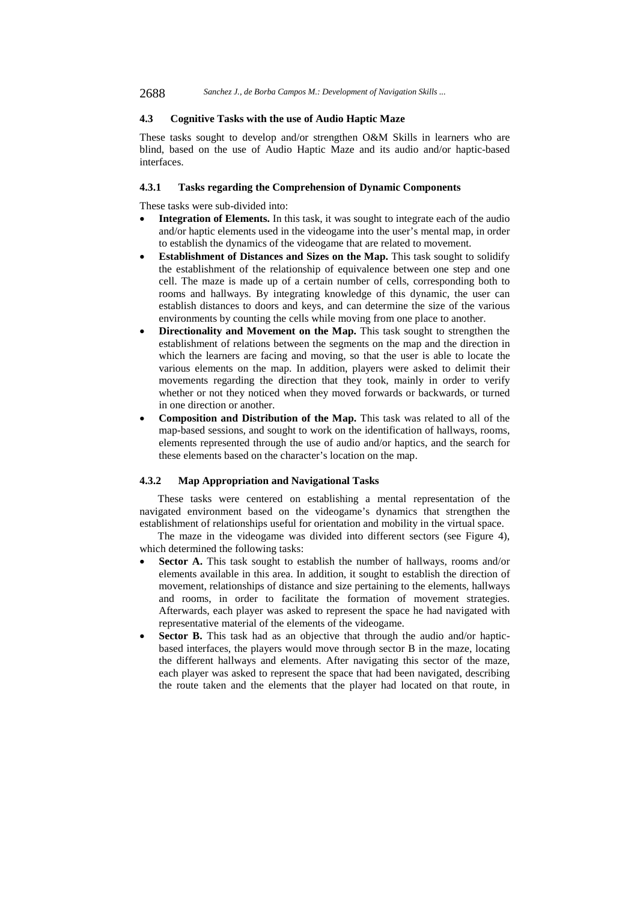### 4.3 Cognitive Tasks with the use of Audio Haptic Maze

These tasks sought to develop and/or strengthen O&M Skills in learners who are blind, based on the use of Audio Haptic Maze and its audio and/or haptic-based interfaces.

#### 4.3.1 Tasks regarding the Comprehension of Dynamic Components

These tasks were sub-divided into:

- **Integration of Elements.** In this task, it was sought to integrate each of the audio and/or haptic elements used in the videogame into the user's mental map, in order to establish the dynamics of the videogame that are related to movement.
- **Establishment of Distances and Sizes on the Map.** This task sought to solidify the establishment of the relationship of equivalence between one step and one cell. The maze is made up of a certain number of cells, corresponding both to rooms and hallways. By integrating knowledge of this dynamic, the user can establish distances to doors and keys, and can determine the size of the various environments by counting the cells while moving from one place to another.
- **Directionality and Movement on the Map.** This task sought to strengthen the establishment of relations between the segments on the map and the direction in which the learners are facing and moving, so that the user is able to locate the various elements on the map. In addition, players were asked to delimit their movements regarding the direction that they took, mainly in order to verify whether or not they noticed when they moved forwards or backwards, or turned in one direction or another.
- **Composition and Distribution of the Map.** This task was related to all of the map-based sessions, and sought to work on the identification of hallways, rooms, elements represented through the use of audio and/or haptics, and the search for these elements based on the character's location on the map.

#### 4.3.2 Map Appropriation and Navigational Tasks

These tasks were centered on establishing a mental representation of the navigated environment based on the videogame's dynamics that strengthen the establishment of relationships useful for orientation and mobility in the virtual space.

The maze in the videogame was divided into different sectors (see Figure 4), which determined the following tasks:

- **Sector A.** This task sought to establish the number of hallways, rooms and/or elements available in this area. In addition, it sought to establish the direction of movement, relationships of distance and size pertaining to the elements, hallways and rooms, in order to facilitate the formation of movement strategies. Afterwards, each player was asked to represent the space he had navigated with representative material of the elements of the videogame.
- **Sector B.** This task had as an objective that through the audio and/or haptic-based interfaces, the players would move through sector B in the maze, locating the different hallways and elements. After navigating this sector of the maze, each player was asked to represent the space that had been navigated, describing the route taken and the elements that the player had located on that route, in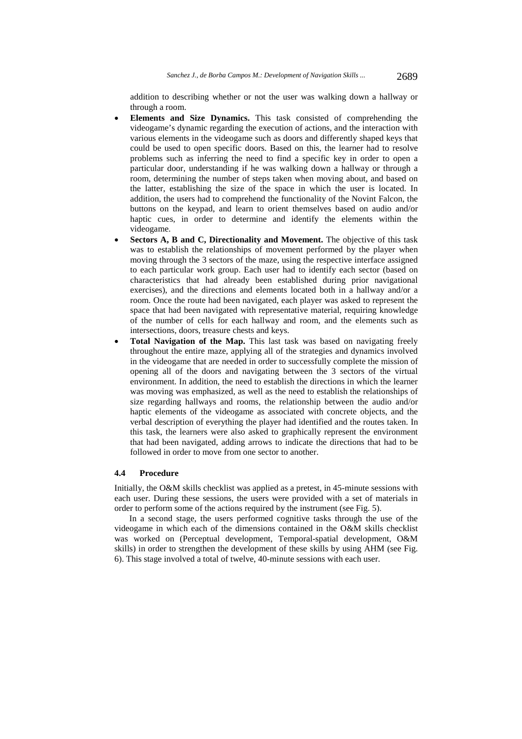addition to describing whether or not the user was walking down a hallway or through a room.

- **Elements and Size Dynamics.** This task consisted of comprehending the videogame's dynamic regarding the execution of actions, and the interaction with various elements in the videogame such as doors and differently shaped keys that could be used to open specific doors. Based on this, the learner had to resolve problems such as inferring the need to find a specific key in order to open a particular door, understanding if he was walking down a hallway or through a room, determining the number of steps taken when moving about, and based on the latter, establishing the size of the space in which the user is located. In addition, the users had to comprehend the functionality of the Novint Falcon, the buttons on the keypad, and learn to orient themselves based on audio and/or haptic cues, in order to determine and identify the elements within the videogame.
- **Sectors A, B and C, Directionality and Movement.** The objective of this task was to establish the relationships of movement performed by the player when moving through the 3 sectors of the maze, using the respective interface assigned to each particular work group. Each user had to identify each sector (based on characteristics that had already been established during prior navigational exercises), and the directions and elements located both in a hallway and/or a room. Once the route had been navigated, each player was asked to represent the space that had been navigated with representative material, requiring knowledge of the number of cells for each hallway and room, and the elements such as intersections, doors, treasure chests and keys.
- **Total Navigation of the Map.** This last task was based on navigating freely throughout the entire maze, applying all of the strategies and dynamics involved in the videogame that are needed in order to successfully complete the mission of opening all of the doors and navigating between the 3 sectors of the virtual environment. In addition, the need to establish the directions in which the learner was moving was emphasized, as well as the need to establish the relationships of size regarding hallways and rooms, the relationship between the audio and/or haptic elements of the videogame as associated with concrete objects, and the verbal description of everything the player had identified and the routes taken. In this task, the learners were also asked to graphically represent the environment that had been navigated, adding arrows to indicate the directions that had to be followed in order to move from one sector to another.

### 4.4 Procedure

Initially, the O&M skills checklist was applied as a pretest, in 45-minute sessions with each user. During these sessions, the users were provided with a set of materials in order to perform some of the actions required by the instrument (see Fig. 5).

In a second stage, the users performed cognitive tasks through the use of the videogame in which each of the dimensions contained in the O&M skills checklist was worked on (Perceptual development, Temporal-spatial development, O&M skills) in order to strengthen the development of these skills by using AHM (see Fig. 6). This stage involved a total of twelve, 40-minute sessions with each user.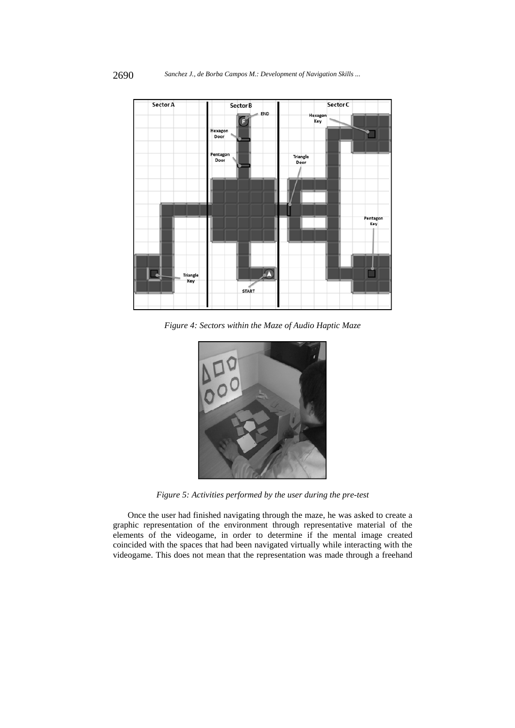*Figure 4: Sectors within the Maze of Audio Haptic Maze*

*Figure 5: Activities performed by the user during the pre-test*

Once the user had finished navigating through the maze, he was asked to create a graphic representation of the environment through representative material of the elements of the videogame, in order to determine if the mental image created coincided with the spaces that had been navigated virtually while interacting with the videogame. This does not mean that the representation was made through a freehand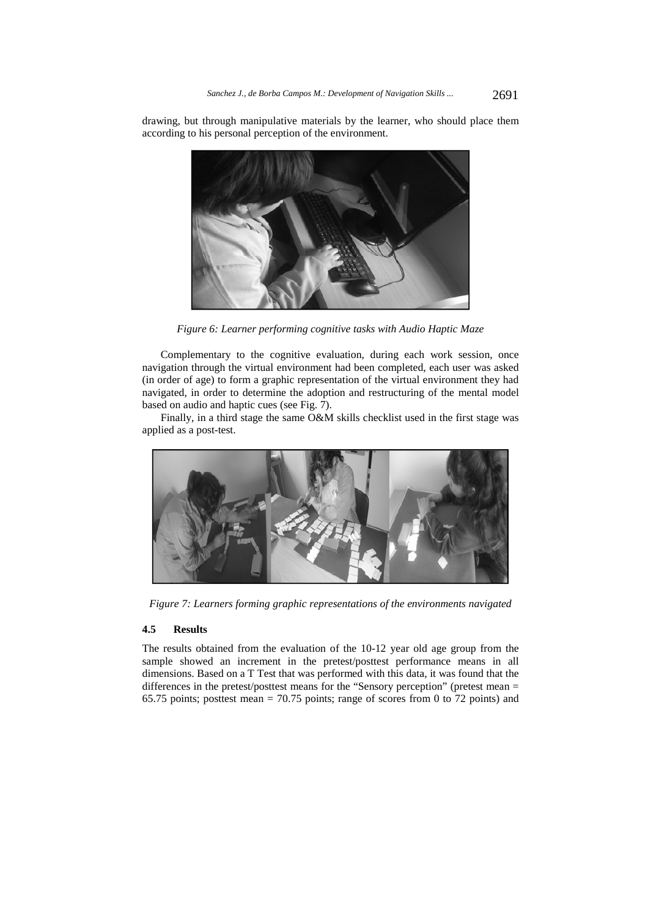drawing, but through manipulative materials by the learner, who should place them according to his personal perception of the environment.

*Figure 6: Learner performing cognitive tasks with Audio Haptic Maze*

Complementary to the cognitive evaluation, during each work session, once navigation through the virtual environment had been completed, each user was asked (in order of age) to form a graphic representation of the virtual environment they had navigated, in order to determine the adoption and restructuring of the mental model based on audio and haptic cues (see Fig. 7).

Finally, in a third stage the same O&M skills checklist used in the first stage was applied as a post-test.

*Figure 7: Learners forming graphic representations of the environments navigated*

### 4.5 Results

The results obtained from the evaluation of the 10-12 year old age group from the sample showed an increment in the pretest/posttest performance means in all dimensions. Based on a T Test that was performed with this data, it was found that the differences in the pretest/posttest means for the "Sensory perception" (pretest mean = 65.75 points; posttest mean = 70.75 points; range of scores from 0 to 72 points) and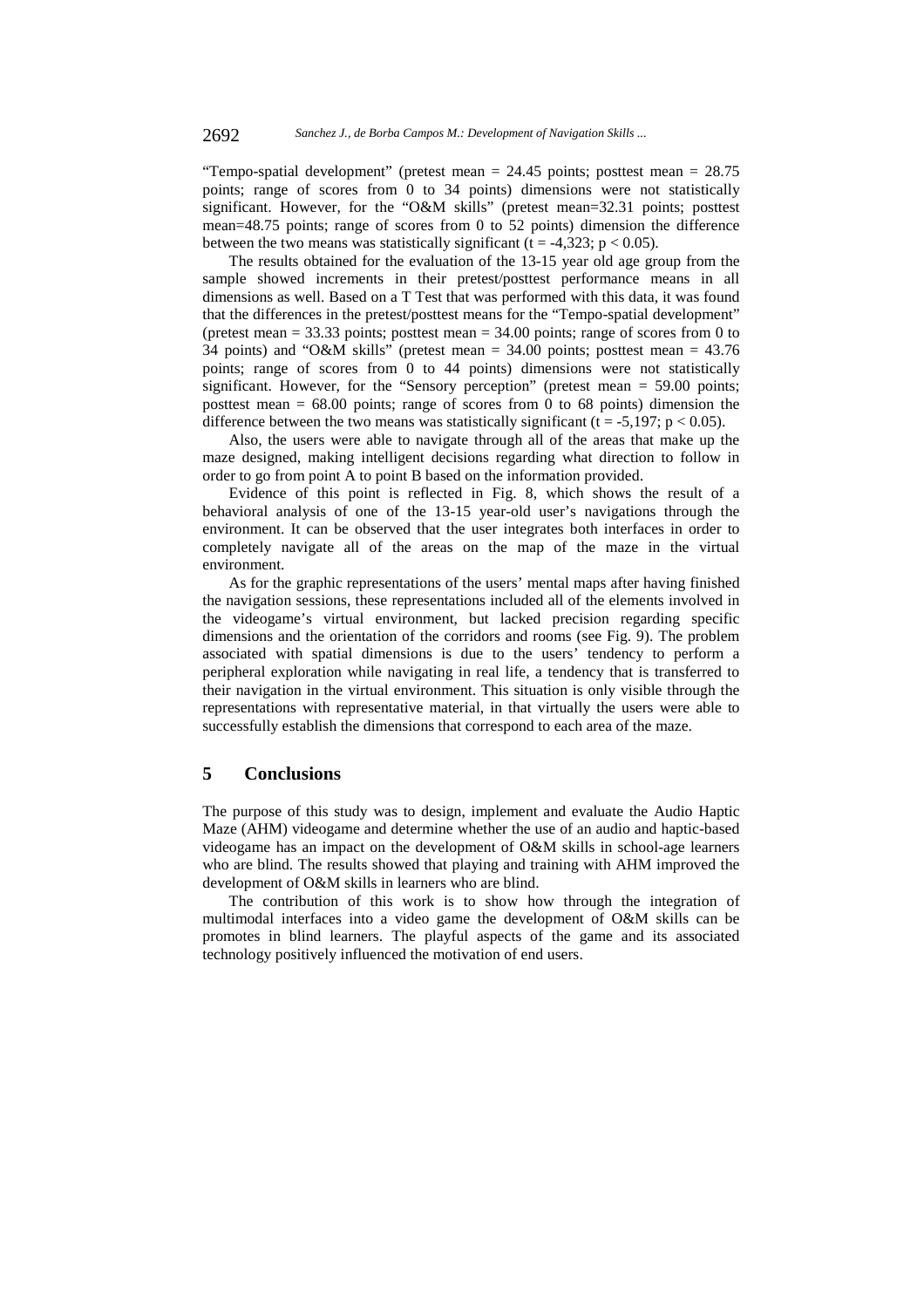"Tempo-spatial development" (pretest mean = 24.45 points; posttest mean = 28.75 points; range of scores from 0 to 34 points) dimensions were not statistically significant. However, for the "O&M skills" (pretest mean=32.31 points; posttest mean=48.75 points; range of scores from 0 to 52 points) dimension the difference between the two means was statistically significant ($t = -4{,}323$; $p < 0.05$).

The results obtained for the evaluation of the 13-15 year old age group from the sample showed increments in their pretest/posttest performance means in all dimensions as well. Based on a T Test that was performed with this data, it was found that the differences in the pretest/posttest means for the "Tempo-spatial development" (pretest mean = 33.33 points; posttest mean = 34.00 points; range of scores from 0 to 34 points) and "O&M skills" (pretest mean = 34.00 points; posttest mean = 43.76 points; range of scores from 0 to 44 points) dimensions were not statistically significant. However, for the "Sensory perception" (pretest mean = 59.00 points; posttest mean = 68.00 points; range of scores from 0 to 68 points) dimension the difference between the two means was statistically significant ($t = -5{,}197$; $p < 0.05$).

Also, the users were able to navigate through all of the areas that make up the maze designed, making intelligent decisions regarding what direction to follow in order to go from point A to point B based on the information provided.

Evidence of this point is reflected in Fig. 8, which shows the result of a behavioral analysis of one of the 13-15 year-old user's navigations through the environment. It can be observed that the user integrates both interfaces in order to completely navigate all of the areas on the map of the maze in the virtual environment.

As for the graphic representations of the users' mental maps after having finished the navigation sessions, these representations included all of the elements involved in the videogame's virtual environment, but lacked precision regarding specific dimensions and the orientation of the corridors and rooms (see Fig. 9). The problem associated with spatial dimensions is due to the users' tendency to perform a peripheral exploration while navigating in real life, a tendency that is transferred to their navigation in the virtual environment. This situation is only visible through the representations with representative material, in that virtually the users were able to successfully establish the dimensions that correspond to each area of the maze.

## 5 Conclusions

The purpose of this study was to design, implement and evaluate the Audio Haptic Maze (AHM) videogame and determine whether the use of an audio and haptic-based videogame has an impact on the development of O&M skills in school-age learners who are blind. The results showed that playing and training with AHM improved the development of O&M skills in learners who are blind.

The contribution of this work is to show how through the integration of multimodal interfaces into a video game the development of O&M skills can be promotes in blind learners. The playful aspects of the game and its associated technology positively influenced the motivation of end users.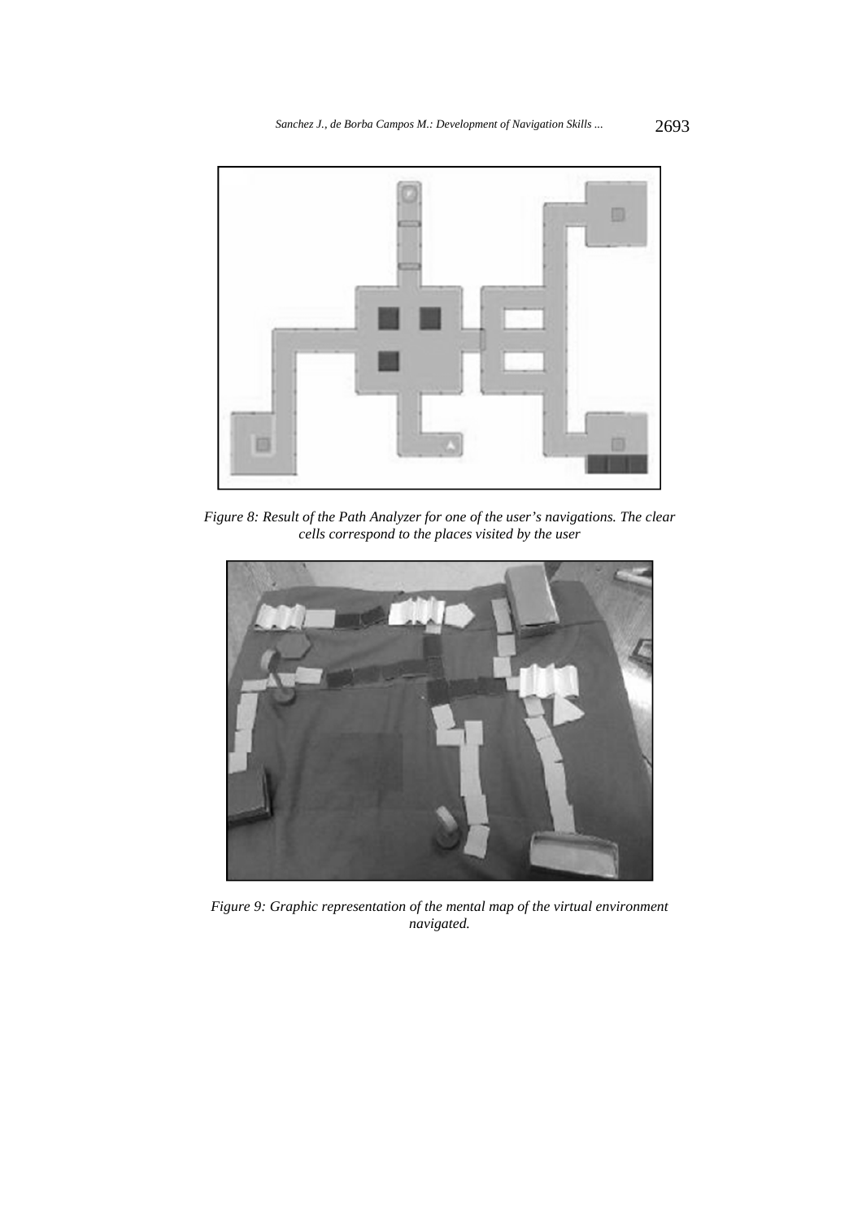*Figure 8: Result of the Path Analyzer for one of the user's navigations. The clear cells correspond to the places visited by the user*

*Figure 9: Graphic representation of the mental map of the virtual environment navigated.*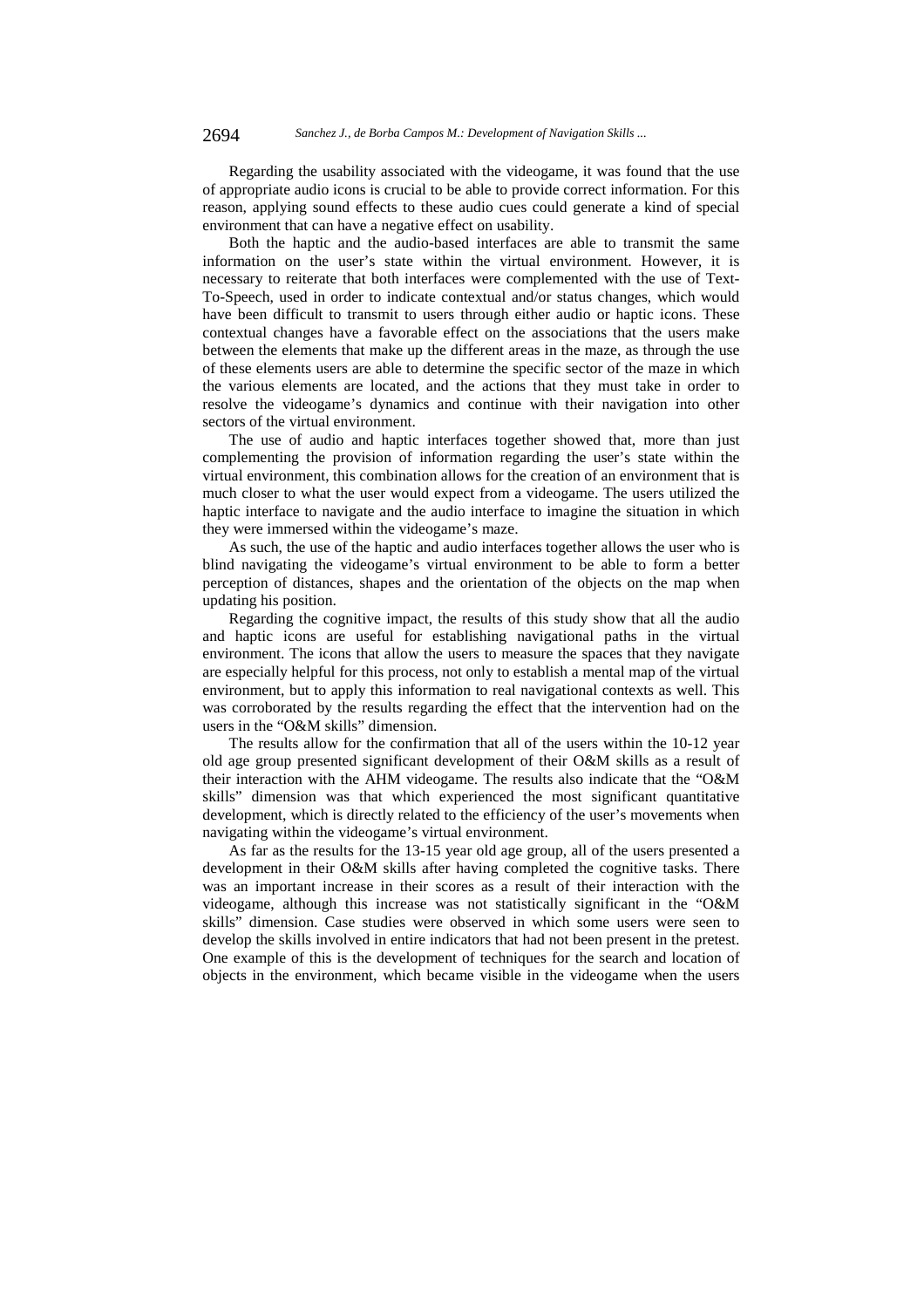Regarding the usability associated with the videogame, it was found that the use of appropriate audio icons is crucial to be able to provide correct information. For this reason, applying sound effects to these audio cues could generate a kind of special environment that can have a negative effect on usability.

Both the haptic and the audio-based interfaces are able to transmit the same information on the user's state within the virtual environment. However, it is necessary to reiterate that both interfaces were complemented with the use of Text-To-Speech, used in order to indicate contextual and/or status changes, which would have been difficult to transmit to users through either audio or haptic icons. These contextual changes have a favorable effect on the associations that the users make between the elements that make up the different areas in the maze, as through the use of these elements users are able to determine the specific sector of the maze in which the various elements are located, and the actions that they must take in order to resolve the videogame's dynamics and continue with their navigation into other sectors of the virtual environment.

The use of audio and haptic interfaces together showed that, more than just complementing the provision of information regarding the user's state within the virtual environment, this combination allows for the creation of an environment that is much closer to what the user would expect from a videogame. The users utilized the haptic interface to navigate and the audio interface to imagine the situation in which they were immersed within the videogame's maze.

As such, the use of the haptic and audio interfaces together allows the user who is blind navigating the videogame's virtual environment to be able to form a better perception of distances, shapes and the orientation of the objects on the map when updating his position.

Regarding the cognitive impact, the results of this study show that all the audio and haptic icons are useful for establishing navigational paths in the virtual environment. The icons that allow the users to measure the spaces that they navigate are especially helpful for this process, not only to establish a mental map of the virtual environment, but to apply this information to real navigational contexts as well. This was corroborated by the results regarding the effect that the intervention had on the users in the "O&M skills" dimension.

The results allow for the confirmation that all of the users within the 10-12 year old age group presented significant development of their O&M skills as a result of their interaction with the AHM videogame. The results also indicate that the "O&M skills" dimension was that which experienced the most significant quantitative development, which is directly related to the efficiency of the user's movements when navigating within the videogame's virtual environment.

As far as the results for the 13-15 year old age group, all of the users presented a development in their O&M skills after having completed the cognitive tasks. There was an important increase in their scores as a result of their interaction with the videogame, although this increase was not statistically significant in the "O&M skills" dimension. Case studies were observed in which some users were seen to develop the skills involved in entire indicators that had not been present in the pretest. One example of this is the development of techniques for the search and location of objects in the environment, which became visible in the videogame when the users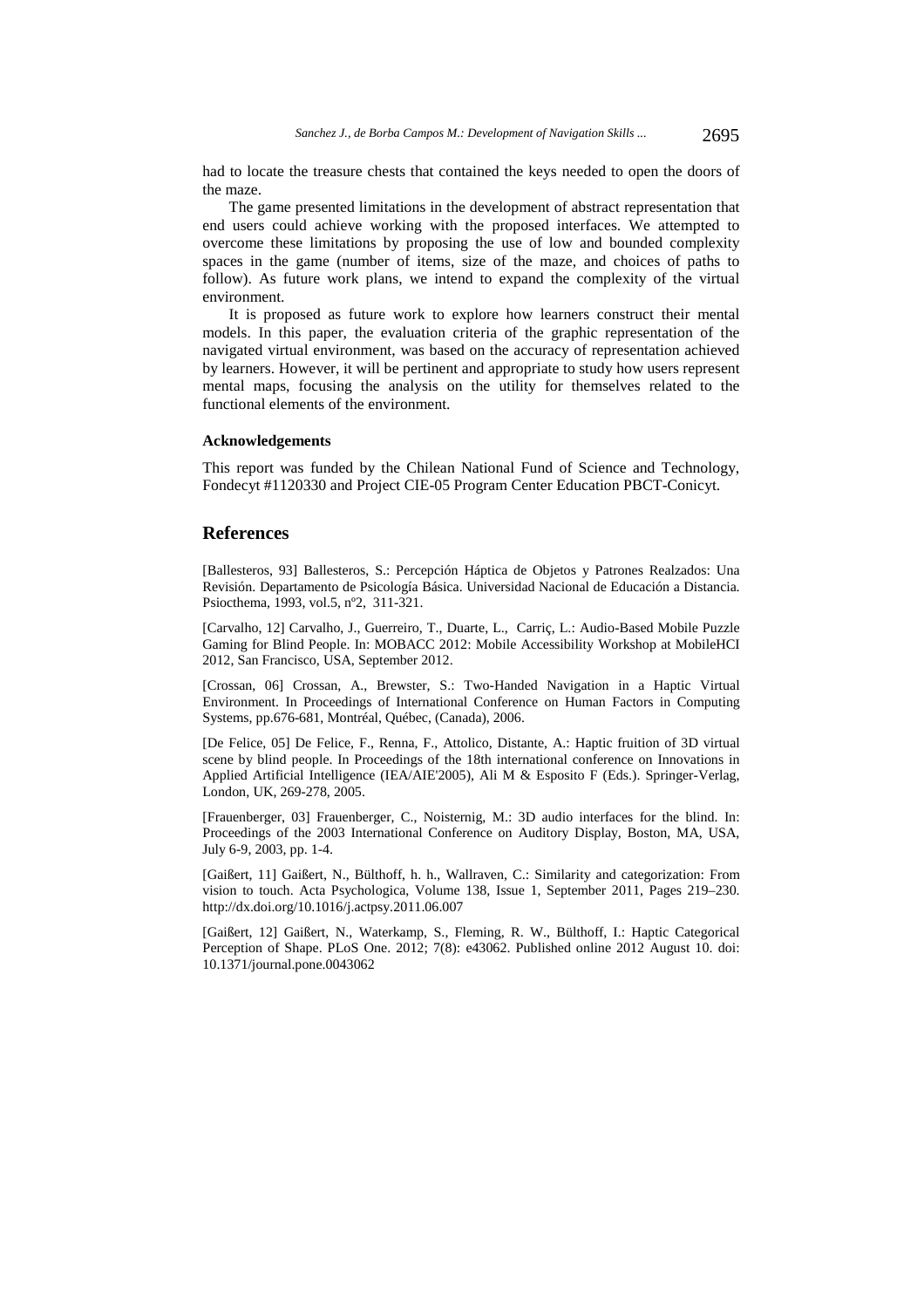had to locate the treasure chests that contained the keys needed to open the doors of the maze.

The game presented limitations in the development of abstract representation that end users could achieve working with the proposed interfaces. We attempted to overcome these limitations by proposing the use of low and bounded complexity spaces in the game (number of items, size of the maze, and choices of paths to follow). As future work plans, we intend to expand the complexity of the virtual environment.

It is proposed as future work to explore how learners construct their mental models. In this paper, the evaluation criteria of the graphic representation of the navigated virtual environment, was based on the accuracy of representation achieved by learners. However, it will be pertinent and appropriate to study how users represent mental maps, focusing the analysis on the utility for themselves related to the functional elements of the environment.

### Acknowledgements

This report was funded by the Chilean National Fund of Science and Technology, Fondecyt #1120330 and Project CIE-05 Program Center Education PBCT-Conicyt.

## References

[Ballesteros, 93] Ballesteros, S.: Percepción Háptica de Objetos y Patrones Realzados: Una Revisión. Departamento de Psicología Básica. Universidad Nacional de Educación a Distancia. Psiocthema, 1993, vol.5, nº2, 311-321.

[Carvalho, 12] Carvalho, J., Guerreiro, T., Duarte, L., Carriç, L.: Audio-Based Mobile Puzzle Gaming for Blind People. In: MOBACC 2012: Mobile Accessibility Workshop at MobileHCI 2012, San Francisco, USA, September 2012.

[Crossan, 06] Crossan, A., Brewster, S.: Two-Handed Navigation in a Haptic Virtual Environment. In Proceedings of International Conference on Human Factors in Computing Systems, pp.676-681, Montréal, Québec, (Canada), 2006.

[De Felice, 05] De Felice, F., Renna, F., Attolico, Distante, A.: Haptic fruition of 3D virtual scene by blind people. In Proceedings of the 18th international conference on Innovations in Applied Artificial Intelligence (IEA/AIE'2005), Ali M & Esposito F (Eds.). Springer-Verlag, London, UK, 269-278, 2005.

[Frauenberger, 03] Frauenberger, C., Noisternig, M.: 3D audio interfaces for the blind. In: Proceedings of the 2003 International Conference on Auditory Display, Boston, MA, USA, July 6-9, 2003, pp. 1-4.

[Gaißert, 11] Gaißert, N., Bülthoff, h. h., Wallraven, C.: Similarity and categorization: From vision to touch. Acta Psychologica, Volume 138, Issue 1, September 2011, Pages 219–230. http://dx.doi.org/10.1016/j.actpsy.2011.06.007

[Gaißert, 12] Gaißert, N., Waterkamp, S., Fleming, R. W., Bülthoff, I.: Haptic Categorical Perception of Shape. PLoS One. 2012; 7(8): e43062. Published online 2012 August 10. doi: 10.1371/journal.pone.0043062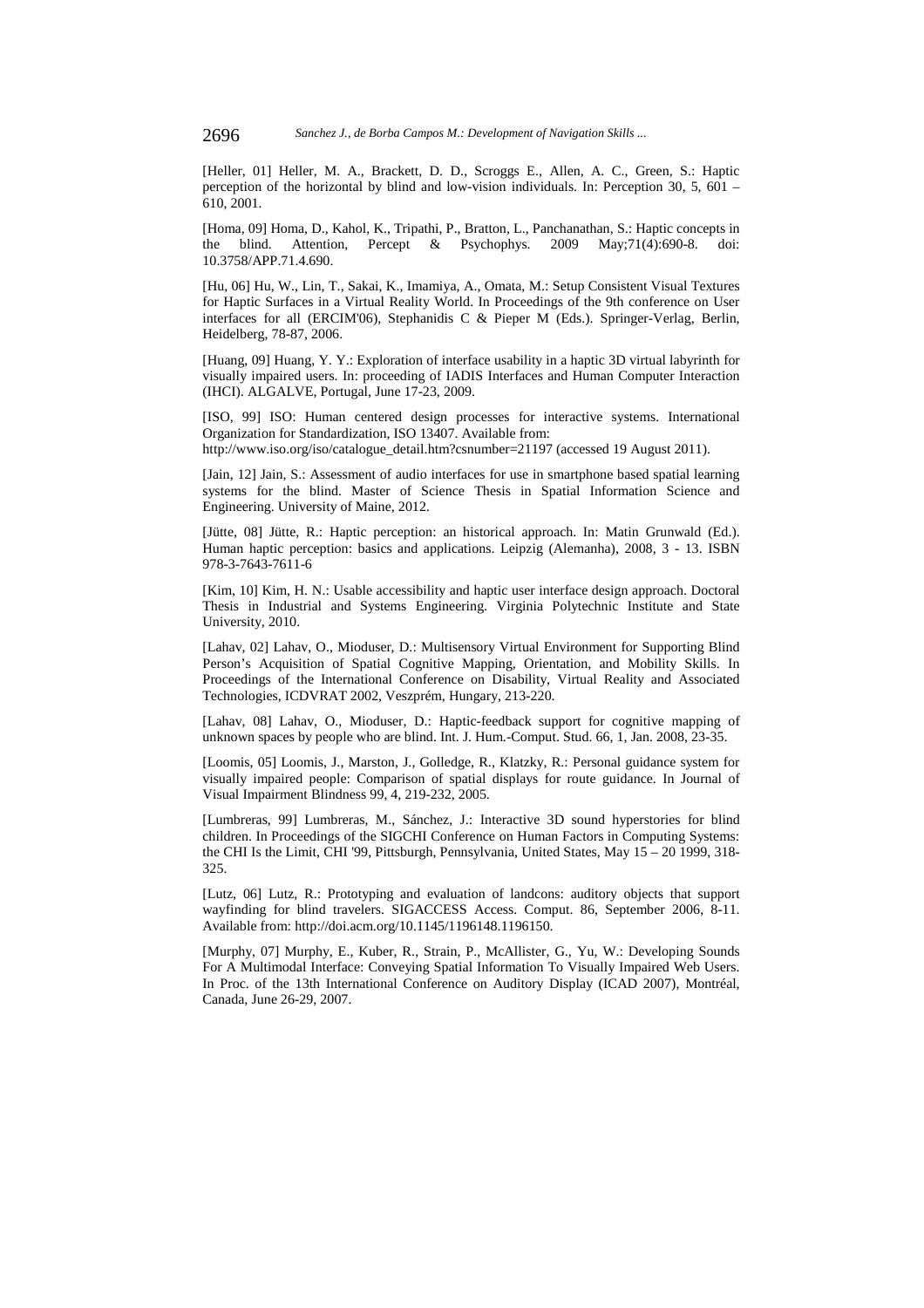[Heller, 01] Heller, M. A., Brackett, D. D., Scroggs E., Allen, A. C., Green, S.: Haptic perception of the horizontal by blind and low-vision individuals. In: Perception 30, 5, 601 – 610, 2001.

[Homa, 09] Homa, D., Kahol, K., Tripathi, P., Bratton, L., Panchanathan, S.: Haptic concepts in the blind. Attention, Percept & Psychophys. 2009 May;71(4):690-8. doi: 10.3758/APP.71.4.690.

[Hu, 06] Hu, W., Lin, T., Sakai, K., Imamiya, A., Omata, M.: Setup Consistent Visual Textures for Haptic Surfaces in a Virtual Reality World. In Proceedings of the 9th conference on User interfaces for all (ERCIM'06), Stephanidis C & Pieper M (Eds.). Springer-Verlag, Berlin, Heidelberg, 78-87, 2006.

[Huang, 09] Huang, Y. Y.: Exploration of interface usability in a haptic 3D virtual labyrinth for visually impaired users. In: proceeding of IADIS Interfaces and Human Computer Interaction (IHCI). ALGALVE, Portugal, June 17-23, 2009.

[ISO, 99] ISO: Human centered design processes for interactive systems. International Organization for Standardization, ISO 13407. Available from: http://www.iso.org/iso/catalogue_detail.htm?csnumber=21197 (accessed 19 August 2011).

[Jain, 12] Jain, S.: Assessment of audio interfaces for use in smartphone based spatial learning systems for the blind. Master of Science Thesis in Spatial Information Science and Engineering. University of Maine, 2012.

[Jütte, 08] Jütte, R.: Haptic perception: an historical approach. In: Matin Grunwald (Ed.). Human haptic perception: basics and applications. Leipzig (Alemanha), 2008, 3 - 13. ISBN 978-3-7643-7611-6

[Kim, 10] Kim, H. N.: Usable accessibility and haptic user interface design approach. Doctoral Thesis in Industrial and Systems Engineering. Virginia Polytechnic Institute and State University, 2010.

[Lahav, 02] Lahav, O., Mioduser, D.: Multisensory Virtual Environment for Supporting Blind Person's Acquisition of Spatial Cognitive Mapping, Orientation, and Mobility Skills. In Proceedings of the International Conference on Disability, Virtual Reality and Associated Technologies, ICDVRAT 2002, Veszprém, Hungary, 213-220.

[Lahav, 08] Lahav, O., Mioduser, D.: Haptic-feedback support for cognitive mapping of unknown spaces by people who are blind. Int. J. Hum.-Comput. Stud. 66, 1, Jan. 2008, 23-35.

[Loomis, 05] Loomis, J., Marston, J., Golledge, R., Klatzky, R.: Personal guidance system for visually impaired people: Comparison of spatial displays for route guidance. In Journal of Visual Impairment Blindness 99, 4, 219-232, 2005.

[Lumbreras, 99] Lumbreras, M., Sánchez, J.: Interactive 3D sound hyperstories for blind children. In Proceedings of the SIGCHI Conference on Human Factors in Computing Systems: the CHI Is the Limit, CHI '99, Pittsburgh, Pennsylvania, United States, May 15 – 20 1999, 318-325.

[Lutz, 06] Lutz, R.: Prototyping and evaluation of landcons: auditory objects that support wayfinding for blind travelers. SIGACCESS Access. Comput. 86, September 2006, 8-11. Available from: http://doi.acm.org/10.1145/1196148.1196150.

[Murphy, 07] Murphy, E., Kuber, R., Strain, P., McAllister, G., Yu, W.: Developing Sounds For A Multimodal Interface: Conveying Spatial Information To Visually Impaired Web Users. In Proc. of the 13th International Conference on Auditory Display (ICAD 2007), Montréal, Canada, June 26-29, 2007.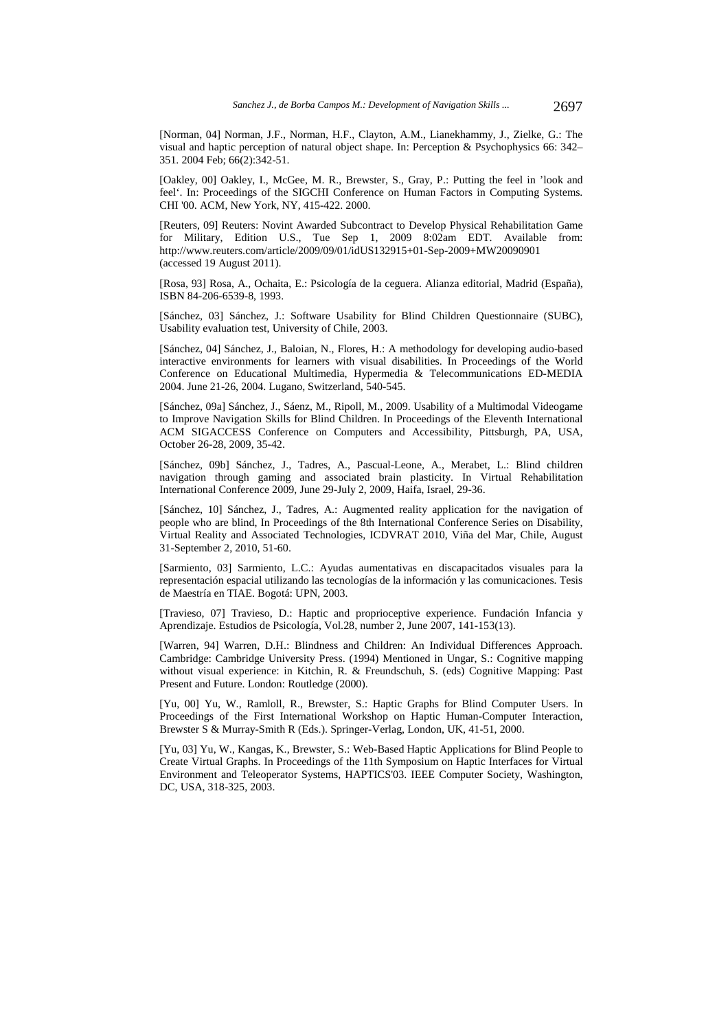[Norman, 04] Norman, J.F., Norman, H.F., Clayton, A.M., Lianekhammy, J., Zielke, G.: The visual and haptic perception of natural object shape. In: Perception & Psychophysics 66: 342–351. 2004 Feb; 66(2):342-51.

[Oakley, 00] Oakley, I., McGee, M. R., Brewster, S., Gray, P.: Putting the feel in 'look and feel'. In: Proceedings of the SIGCHI Conference on Human Factors in Computing Systems. CHI '00. ACM, New York, NY, 415-422. 2000.

[Reuters, 09] Reuters: Novint Awarded Subcontract to Develop Physical Rehabilitation Game for Military, Edition U.S., Tue Sep 1, 2009 8:02am EDT. Available from: http://www.reuters.com/article/2009/09/01/idUS132915+01-Sep-2009+MW20090901 (accessed 19 August 2011).

[Rosa, 93] Rosa, A., Ochaita, E.: Psicología de la ceguera. Alianza editorial, Madrid (España), ISBN 84-206-6539-8, 1993.

[Sánchez, 03] Sánchez, J.: Software Usability for Blind Children Questionnaire (SUBC), Usability evaluation test, University of Chile, 2003.

[Sánchez, 04] Sánchez, J., Baloian, N., Flores, H.: A methodology for developing audio-based interactive environments for learners with visual disabilities. In Proceedings of the World Conference on Educational Multimedia, Hypermedia & Telecommunications ED-MEDIA 2004. June 21-26, 2004. Lugano, Switzerland, 540-545.

[Sánchez, 09a] Sánchez, J., Sáenz, M., Ripoll, M., 2009. Usability of a Multimodal Videogame to Improve Navigation Skills for Blind Children. In Proceedings of the Eleventh International ACM SIGACCESS Conference on Computers and Accessibility, Pittsburgh, PA, USA, October 26-28, 2009, 35-42.

[Sánchez, 09b] Sánchez, J., Tadres, A., Pascual-Leone, A., Merabet, L.: Blind children navigation through gaming and associated brain plasticity. In Virtual Rehabilitation International Conference 2009, June 29-July 2, 2009, Haifa, Israel, 29-36.

[Sánchez, 10] Sánchez, J., Tadres, A.: Augmented reality application for the navigation of people who are blind, In Proceedings of the 8th International Conference Series on Disability, Virtual Reality and Associated Technologies, ICDVRAT 2010, Viña del Mar, Chile, August 31-September 2, 2010, 51-60.

[Sarmiento, 03] Sarmiento, L.C.: Ayudas aumentativas en discapacitados visuales para la representación espacial utilizando las tecnologías de la información y las comunicaciones. Tesis de Maestría en TIAE. Bogotá: UPN, 2003.

[Travieso, 07] Travieso, D.: Haptic and proprioceptive experience. Fundación Infancia y Aprendizaje. Estudios de Psicología, Vol.28, number 2, June 2007, 141-153(13).

[Warren, 94] Warren, D.H.: Blindness and Children: An Individual Differences Approach. Cambridge: Cambridge University Press. (1994) Mentioned in Ungar, S.: Cognitive mapping without visual experience: in Kitchin, R. & Freundschuh, S. (eds) Cognitive Mapping: Past Present and Future. London: Routledge (2000).

[Yu, 00] Yu, W., Ramloll, R., Brewster, S.: Haptic Graphs for Blind Computer Users. In Proceedings of the First International Workshop on Haptic Human-Computer Interaction, Brewster S & Murray-Smith R (Eds.). Springer-Verlag, London, UK, 41-51, 2000.

[Yu, 03] Yu, W., Kangas, K., Brewster, S.: Web-Based Haptic Applications for Blind People to Create Virtual Graphs. In Proceedings of the 11th Symposium on Haptic Interfaces for Virtual Environment and Teleoperator Systems, HAPTICS'03. IEEE Computer Society, Washington, DC, USA, 318-325, 2003.